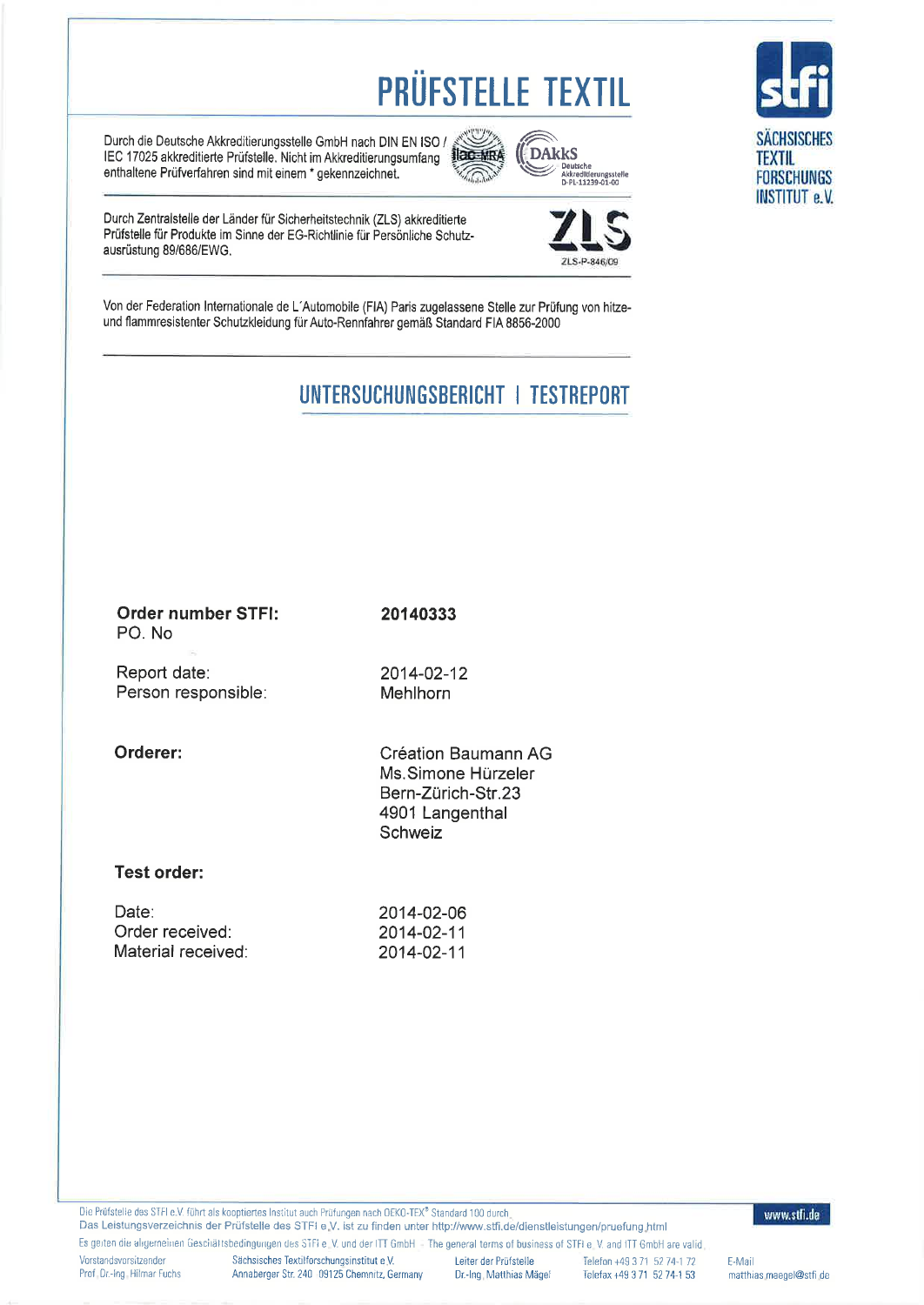# PRÜFSTELLE TEXTIL

Durch die Deutsche Akkreditierungsstelle GmbH nach DIN EN ISO / IEC 17025 akkreditierte Prüfstelle. Nicht im Akkreditierungsumfang enthaltene Prüfverfahren sind mit einem * gekennzeichnet.

DAkkS Deutsche Akkreditierungsstelle D-PL-11239-01-00

Durch Zentralstelle der Länder für Sicherheitstechnik (ZLS) akkreditierte Prüfstelle für Produkte im Sinne der EG-Richtlinie für Persönliche Schutzausrüstung 89/686/EWG.

ZLS-P-846/09

Von der Federation Internationale de L´Automobile (FIA) Paris zugelassene Stelle zur Prüfung von hitze- und flammresistenter Schutzkleidung für Auto-Rennfahrer gemäß Standard FIA 8856-2000

SÄCHSISCHES TEXTIL FORSCHUNGS INSTITUT e.V.

## UNTERSUCHUNGSBERICHT I TESTREPORT

| | |
|---|---|
| **Order number STFI:** | **20140333** |
| PO. No | |
| Report date: | 2014-02-12 |
| Person responsible: | Mehlhorn |
| **Orderer:** | Création Baumann AG<br>Ms.Simone Hürzeler<br>Bern-Zürich-Str.23<br>4901 Langenthal<br>Schweiz |

**Test order:**

| | |
|---|---|
| Date: | 2014-02-06 |
| Order received: | 2014-02-11 |
| Material received: | 2014-02-11 |

Die Prüfstelle des STFI e.V. führt als kooptiertes Institut auch Prüfungen nach OEKO-TEX® Standard 100 durch.
Das Leistungsverzeichnis der Prüfstelle des STFI e.V. ist zu finden unter http://www.stfi.de/dienstleistungen/pruefung.html

Es gelten die allgemeinen Geschäftsbedingungen des STFI e.V. und der ITT GmbH. · The general terms of business of STFI e.V. and ITT GmbH are valid.

Vorstandsvorsitzender Prof. Dr.-Ing. Hilmar Fuchs · Sächsisches Textilforschungsinstitut e.V. Annaberger Str. 240 09125 Chemnitz, Germany · Leiter der Prüfstelle Dr.-Ing. Matthias Mägel · Telefon +49 3 71 52 74-1 72 Telefax +49 3 71 52 74-1 53 · E-Mail matthias.maegel@stfi.de · www.stfi.de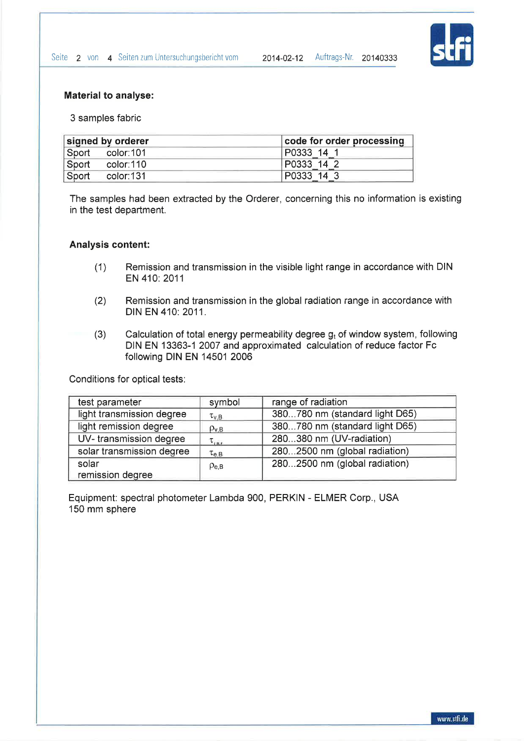**Material to analyse:**

3 samples fabric

| signed by orderer | code for order processing |
|---|---|
| Sport color:101 | P0333_14_1 |
| Sport color:110 | P0333_14_2 |
| Sport color:131 | P0333_14_3 |

The samples had been extracted by the Orderer, concerning this no information is existing in the test department.

**Analysis content:**

(1) Remission and transmission in the visible light range in accordance with DIN EN 410: 2011

(2) Remission and transmission in the global radiation range in accordance with DIN EN 410: 2011.

(3) Calculation of total energy permeability degree $g_t$ of window system, following DIN EN 13363-1 2007 and approximated calculation of reduce factor Fc following DIN EN 14501 2006

Conditions for optical tests:

| test parameter | symbol | range of radiation |
|---|---|---|
| light transmission degree | $\tau_{v,B}$ | 380...780 nm (standard light D65) |
| light remission degree | $\rho_{v,B}$ | 380...780 nm (standard light D65) |
| UV- transmission degree | $\tau_{UV}$ | 280...380 nm (UV-radiation) |
| solar transmission degree | $\tau_{e,B}$ | 280...2500 nm (global radiation) |
| solar remission degree | $\rho_{e,B}$ | 280...2500 nm (global radiation) |

Equipment: spectral photometer Lambda 900, PERKIN - ELMER Corp., USA
150 mm sphere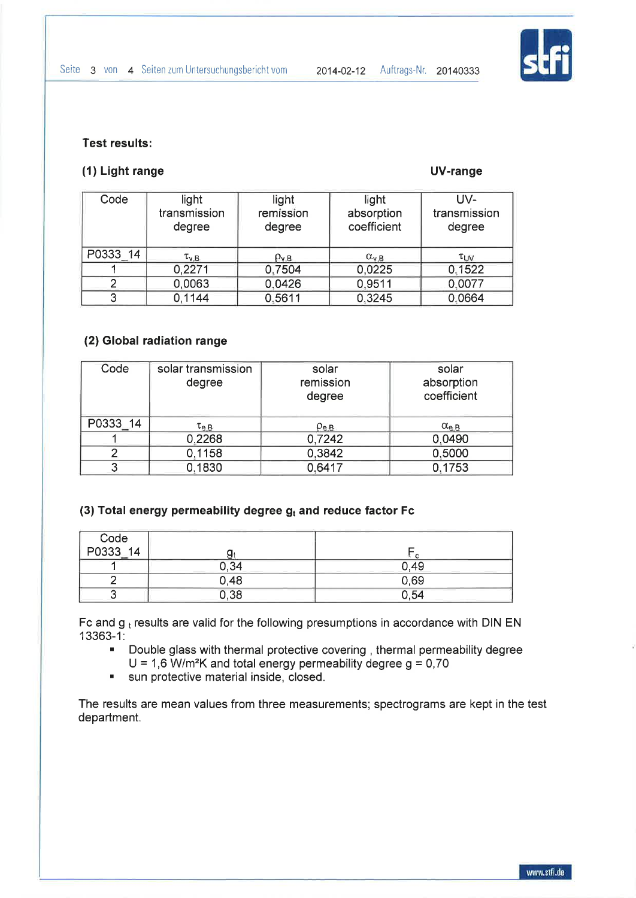**Test results:**

**(1) Light range** **UV-range**

| Code | light transmission degree | light remission degree | light absorption coefficient | UV-transmission degree |
|---|---|---|---|---|
| P0333_14 | $\tau_{v,B}$ | $\rho_{v,B}$ | $\alpha_{v,B}$ | $\tau_{UV}$ |
| 1 | 0,2271 | 0,7504 | 0,0225 | 0,1522 |
| 2 | 0,0063 | 0,0426 | 0,9511 | 0,0077 |
| 3 | 0,1144 | 0,5611 | 0,3245 | 0,0664 |

**(2) Global radiation range**

| Code | solar transmission degree | solar remission degree | solar absorption coefficient |
|---|---|---|---|
| P0333_14 | $\tau_{e,B}$ | $\rho_{e,B}$ | $\alpha_{e,B}$ |
| 1 | 0,2268 | 0,7242 | 0,0490 |
| 2 | 0,1158 | 0,3842 | 0,5000 |
| 3 | 0,1830 | 0,6417 | 0,1753 |

**(3) Total energy permeability degree $g_t$ and reduce factor Fc**

| Code P0333_14 | $g_t$ | $F_c$ |
|---|---|---|
| 1 | 0,34 | 0,49 |
| 2 | 0,48 | 0,69 |
| 3 | 0,38 | 0,54 |

Fc and $g_t$ results are valid for the following presumptions in accordance with DIN EN 13363-1:

- Double glass with thermal protective covering , thermal permeability degree U = 1,6 W/m²K and total energy permeability degree g = 0,70
- sun protective material inside, closed.

The results are mean values from three measurements; spectrograms are kept in the test department.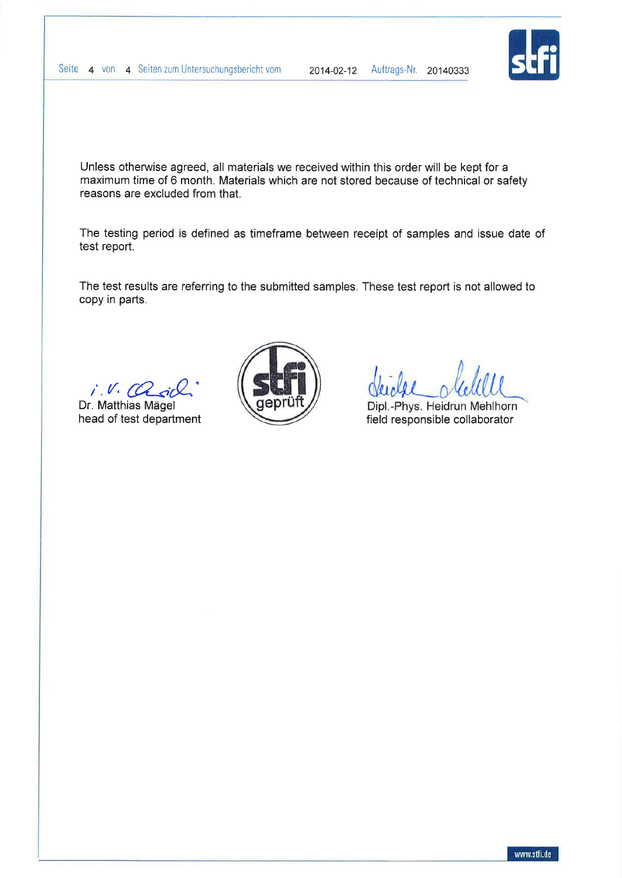Unless otherwise agreed, all materials we received within this order will be kept for a maximum time of 6 month. Materials which are not stored because of technical or safety reasons are excluded from that.

The testing period is defined as timeframe between receipt of samples and issue date of test report.

The test results are referring to the submitted samples. These test report is not allowed to copy in parts.

i. V.

Dr. Matthias Mägel
head of test department

stfi geprüft

Dipl.-Phys. Heidrun Mehlhorn
field responsible collaborator